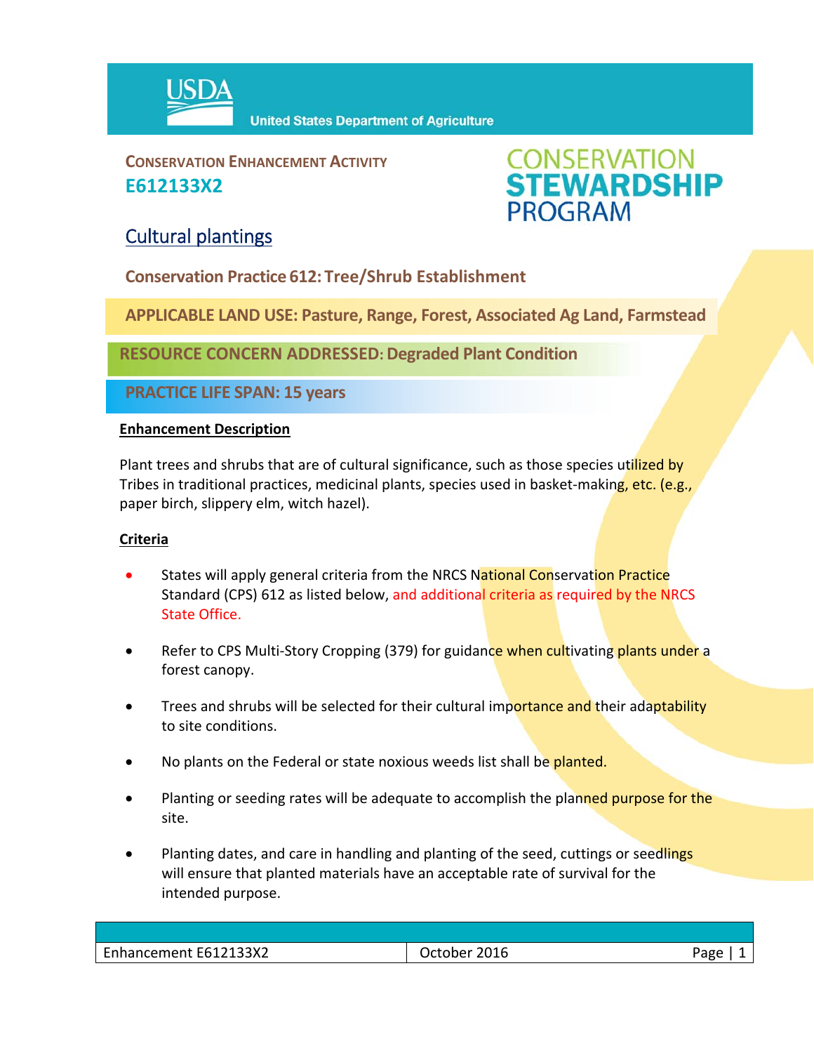**CONSERVATION ENHANCEMENT ACTIVITY**
**E612133X2**

CONSERVATION STEWARDSHIP PROGRAM

# Cultural plantings

## Conservation Practice 612: Tree/Shrub Establishment

**APPLICABLE LAND USE: Pasture, Range, Forest, Associated Ag Land, Farmstead**

**RESOURCE CONCERN ADDRESSED: Degraded Plant Condition**

**PRACTICE LIFE SPAN: 15 years**

### Enhancement Description

Plant trees and shrubs that are of cultural significance, such as those species utilized by Tribes in traditional practices, medicinal plants, species used in basket-making, etc. (e.g., paper birch, slippery elm, witch hazel).

### Criteria

- States will apply general criteria from the NRCS National Conservation Practice Standard (CPS) 612 as listed below, and additional criteria as required by the NRCS State Office.
- Refer to CPS Multi-Story Cropping (379) for guidance when cultivating plants under a forest canopy.
- Trees and shrubs will be selected for their cultural importance and their adaptability to site conditions.
- No plants on the Federal or state noxious weeds list shall be planted.
- Planting or seeding rates will be adequate to accomplish the planned purpose for the site.
- Planting dates, and care in handling and planting of the seed, cuttings or seedlings will ensure that planted materials have an acceptable rate of survival for the intended purpose.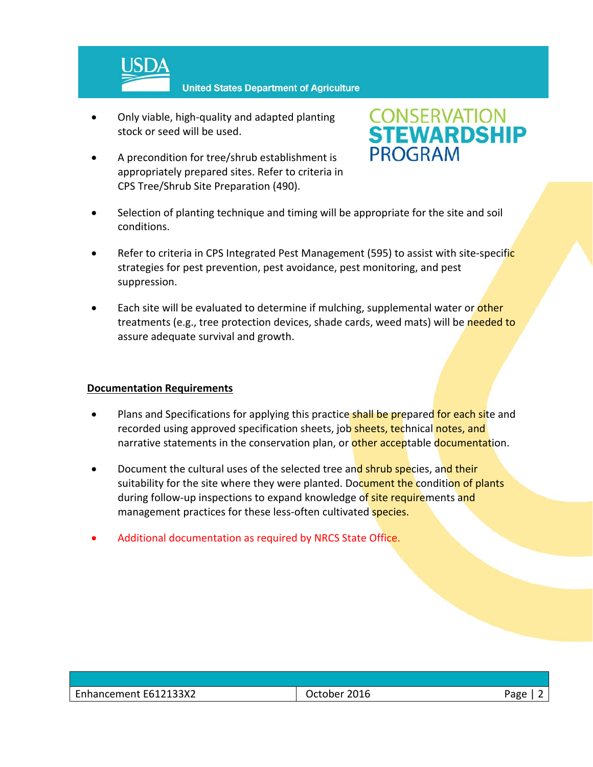- Only viable, high-quality and adapted planting stock or seed will be used.
- A precondition for tree/shrub establishment is appropriately prepared sites. Refer to criteria in CPS Tree/Shrub Site Preparation (490).
- Selection of planting technique and timing will be appropriate for the site and soil conditions.
- Refer to criteria in CPS Integrated Pest Management (595) to assist with site-specific strategies for pest prevention, pest avoidance, pest monitoring, and pest suppression.
- Each site will be evaluated to determine if mulching, supplemental water or other treatments (e.g., tree protection devices, shade cards, weed mats) will be needed to assure adequate survival and growth.

**Documentation Requirements**

- Plans and Specifications for applying this practice shall be prepared for each site and recorded using approved specification sheets, job sheets, technical notes, and narrative statements in the conservation plan, or other acceptable documentation.
- Document the cultural uses of the selected tree and shrub species, and their suitability for the site where they were planted. Document the condition of plants during follow-up inspections to expand knowledge of site requirements and management practices for these less-often cultivated species.
- Additional documentation as required by NRCS State Office.